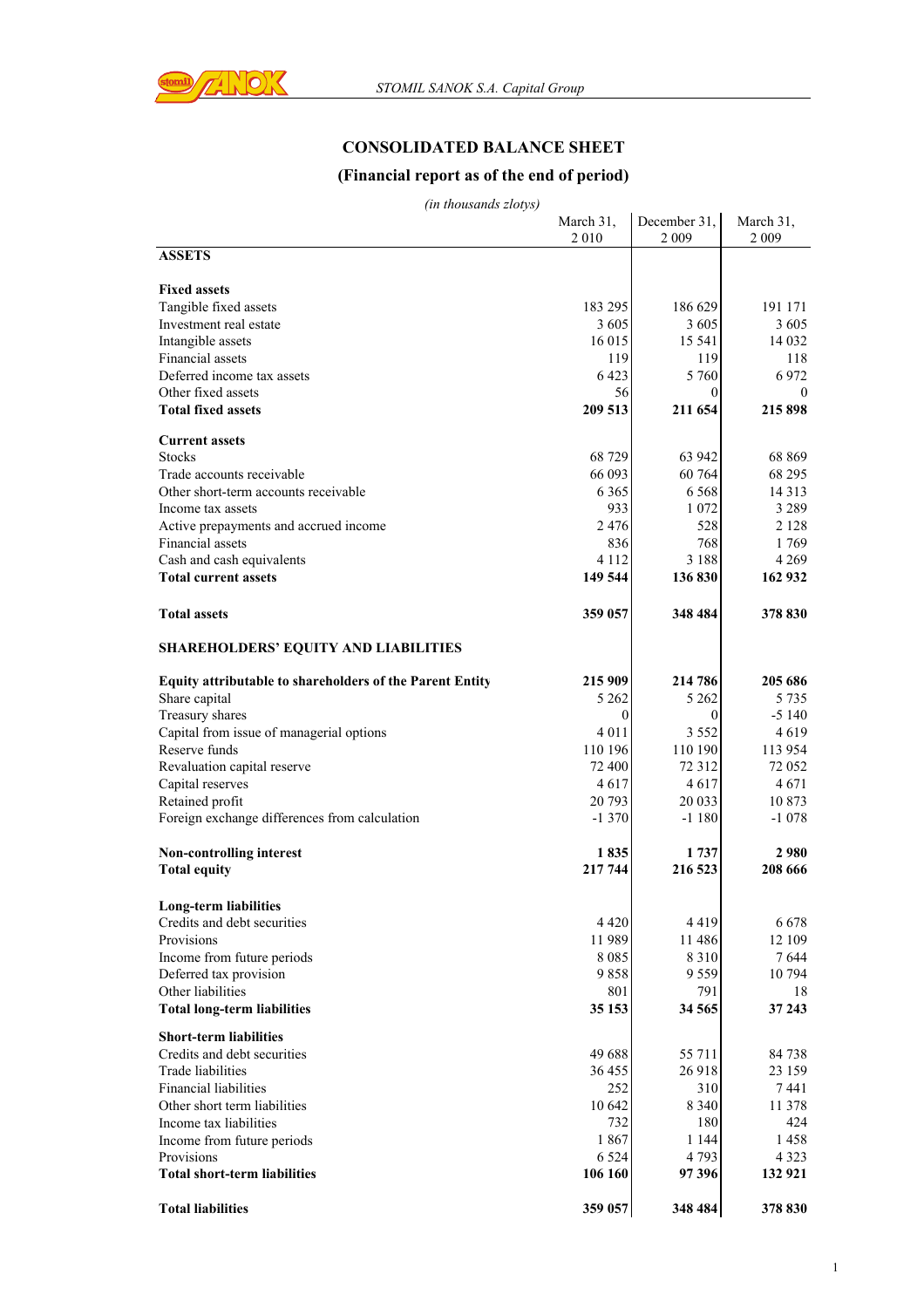# CONSOLIDATED BALANCE SHEET

## (Financial report as of the end of period)

*(in thousands zlotys)*

| | March 31, 2 010 | December 31, 2 009 | March 31, 2 009 |
|---|---|---|---|
| **ASSETS** | | | |
| | | | |
| **Fixed assets** | | | |
| Tangible fixed assets | 183 295 | 186 629 | 191 171 |
| Investment real estate | 3 605 | 3 605 | 3 605 |
| Intangible assets | 16 015 | 15 541 | 14 032 |
| Financial assets | 119 | 119 | 118 |
| Deferred income tax assets | 6 423 | 5 760 | 6 972 |
| Other fixed assets | 56 | 0 | 0 |
| **Total fixed assets** | **209 513** | **211 654** | **215 898** |
| | | | |
| **Current assets** | | | |
| Stocks | 68 729 | 63 942 | 68 869 |
| Trade accounts receivable | 66 093 | 60 764 | 68 295 |
| Other short-term accounts receivable | 6 365 | 6 568 | 14 313 |
| Income tax assets | 933 | 1 072 | 3 289 |
| Active prepayments and accrued income | 2 476 | 528 | 2 128 |
| Financial assets | 836 | 768 | 1 769 |
| Cash and cash equivalents | 4 112 | 3 188 | 4 269 |
| **Total current assets** | **149 544** | **136 830** | **162 932** |
| | | | |
| **Total assets** | **359 057** | **348 484** | **378 830** |
| | | | |
| **SHAREHOLDERS' EQUITY AND LIABILITIES** | | | |
| | | | |
| **Equity attributable to shareholders of the Parent Entity** | **215 909** | **214 786** | **205 686** |
| Share capital | 5 262 | 5 262 | 5 735 |
| Treasury shares | 0 | 0 | -5 140 |
| Capital from issue of managerial options | 4 011 | 3 552 | 4 619 |
| Reserve funds | 110 196 | 110 190 | 113 954 |
| Revaluation capital reserve | 72 400 | 72 312 | 72 052 |
| Capital reserves | 4 617 | 4 617 | 4 671 |
| Retained profit | 20 793 | 20 033 | 10 873 |
| Foreign exchange differences from calculation | -1 370 | -1 180 | -1 078 |
| | | | |
| **Non-controlling interest** | **1 835** | **1 737** | **2 980** |
| **Total equity** | **217 744** | **216 523** | **208 666** |
| | | | |
| **Long-term liabilities** | | | |
| Credits and debt securities | 4 420 | 4 419 | 6 678 |
| Provisions | 11 989 | 11 486 | 12 109 |
| Income from future periods | 8 085 | 8 310 | 7 644 |
| Deferred tax provision | 9 858 | 9 559 | 10 794 |
| Other liabilities | 801 | 791 | 18 |
| **Total long-term liabilities** | **35 153** | **34 565** | **37 243** |
| | | | |
| **Short-term liabilities** | | | |
| Credits and debt securities | 49 688 | 55 711 | 84 738 |
| Trade liabilities | 36 455 | 26 918 | 23 159 |
| Financial liabilities | 252 | 310 | 7 441 |
| Other short term liabilities | 10 642 | 8 340 | 11 378 |
| Income tax liabilities | 732 | 180 | 424 |
| Income from future periods | 1 867 | 1 144 | 1 458 |
| Provisions | 6 524 | 4 793 | 4 323 |
| **Total short-term liabilities** | **106 160** | **97 396** | **132 921** |
| | | | |
| **Total liabilities** | **359 057** | **348 484** | **378 830** |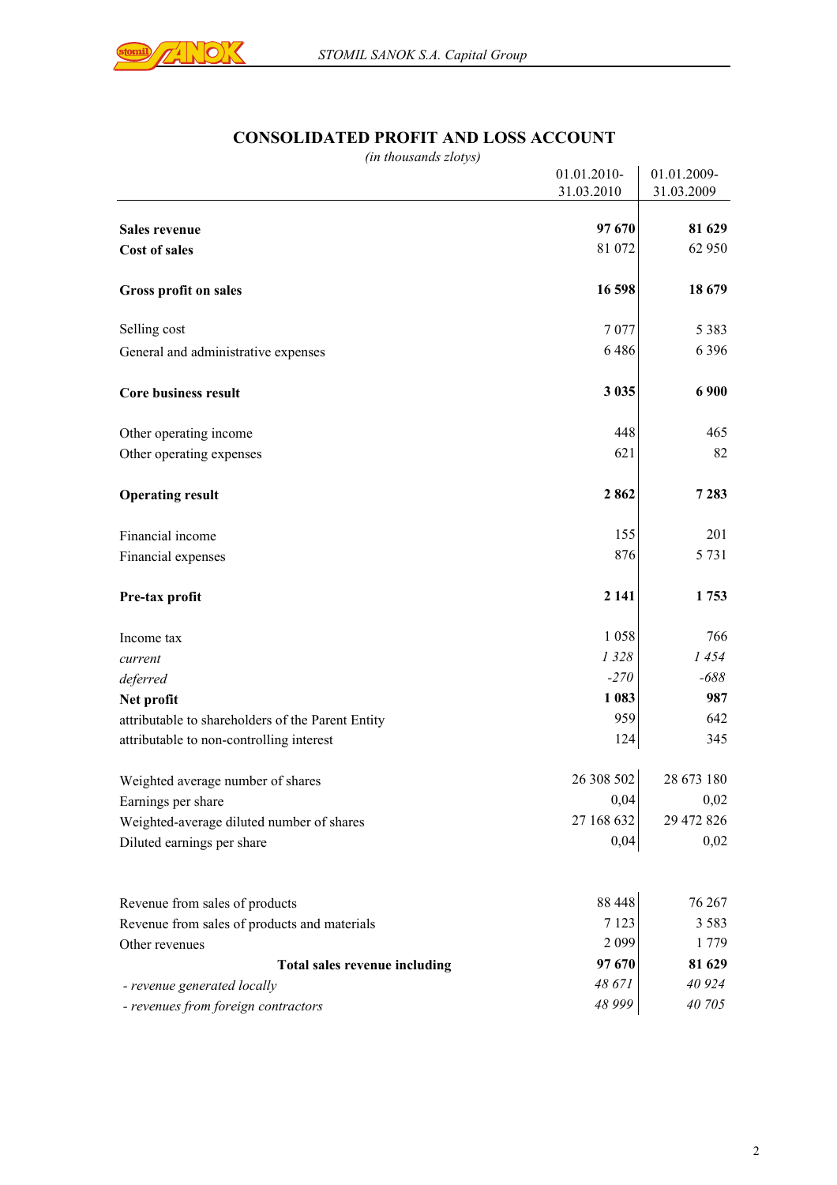## CONSOLIDATED PROFIT AND LOSS ACCOUNT

*(in thousands zlotys)*

| | 01.01.2010-31.03.2010 | 01.01.2009-31.03.2009 |
|---|---|---|
| **Sales revenue** | **97 670** | **81 629** |
| **Cost of sales** | 81 072 | 62 950 |
| **Gross profit on sales** | **16 598** | **18 679** |
| Selling cost | 7 077 | 5 383 |
| General and administrative expenses | 6 486 | 6 396 |
| **Core business result** | **3 035** | **6 900** |
| Other operating income | 448 | 465 |
| Other operating expenses | 621 | 82 |
| **Operating result** | **2 862** | **7 283** |
| Financial income | 155 | 201 |
| Financial expenses | 876 | 5 731 |
| **Pre-tax profit** | **2 141** | **1 753** |
| Income tax | 1 058 | 766 |
| *current* | *1 328* | *1 454* |
| *deferred* | *-270* | *-688* |
| **Net profit** | **1 083** | **987** |
| attributable to shareholders of the Parent Entity | 959 | 642 |
| attributable to non-controlling interest | 124 | 345 |
| Weighted average number of shares | 26 308 502 | 28 673 180 |
| Earnings per share | 0,04 | 0,02 |
| Weighted-average diluted number of shares | 27 168 632 | 29 472 826 |
| Diluted earnings per share | 0,04 | 0,02 |
| Revenue from sales of products | 88 448 | 76 267 |
| Revenue from sales of products and materials | 7 123 | 3 583 |
| Other revenues | 2 099 | 1 779 |
| **Total sales revenue including** | **97 670** | **81 629** |
| *- revenue generated locally* | *48 671* | *40 924* |
| *- revenues from foreign contractors* | *48 999* | *40 705* |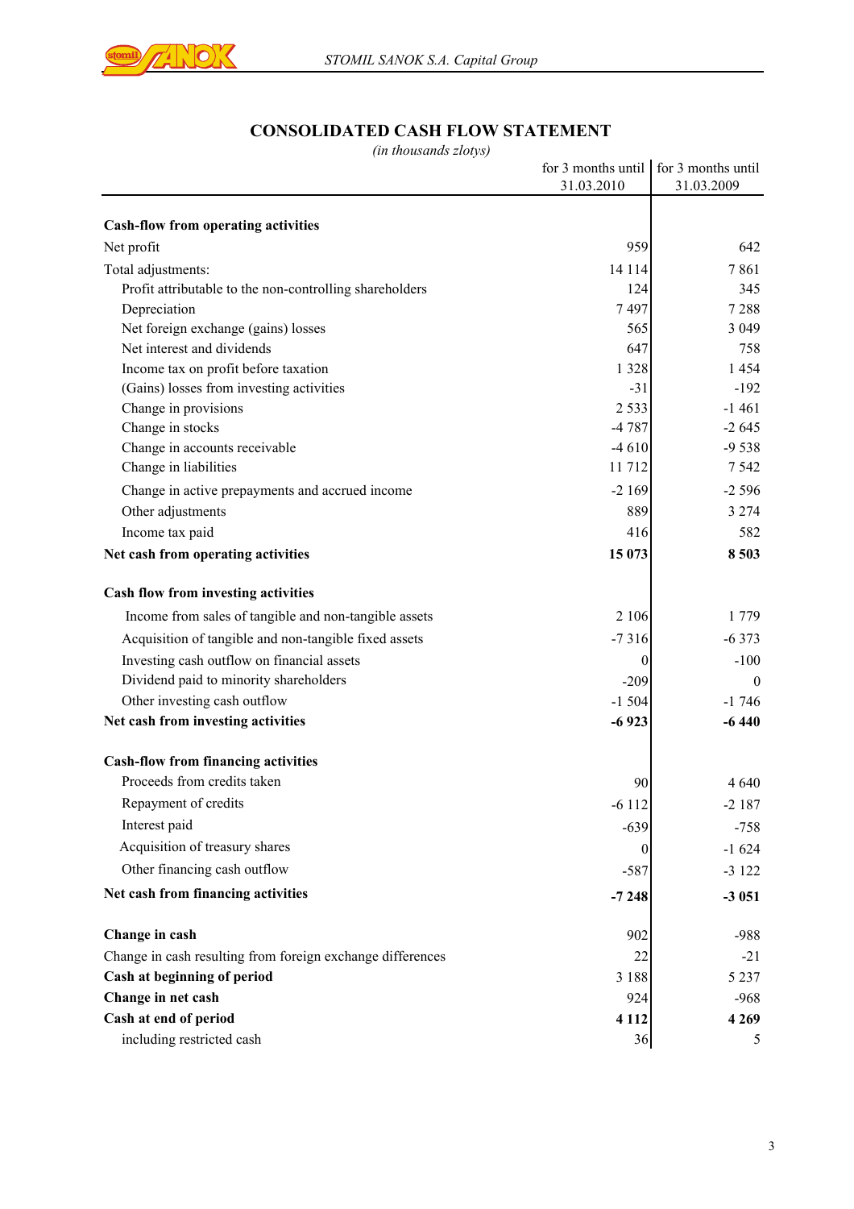# CONSOLIDATED CASH FLOW STATEMENT

*(in thousands zlotys)*

| | for 3 months until 31.03.2010 | for 3 months until 31.03.2009 |
|---|---|---|
| **Cash-flow from operating activities** | | |
| Net profit | 959 | 642 |
| Total adjustments: | 14 114 | 7 861 |
| Profit attributable to the non-controlling shareholders | 124 | 345 |
| Depreciation | 7 497 | 7 288 |
| Net foreign exchange (gains) losses | 565 | 3 049 |
| Net interest and dividends | 647 | 758 |
| Income tax on profit before taxation | 1 328 | 1 454 |
| (Gains) losses from investing activities | -31 | -192 |
| Change in provisions | 2 533 | -1 461 |
| Change in stocks | -4 787 | -2 645 |
| Change in accounts receivable | -4 610 | -9 538 |
| Change in liabilities | 11 712 | 7 542 |
| Change in active prepayments and accrued income | -2 169 | -2 596 |
| Other adjustments | 889 | 3 274 |
| Income tax paid | 416 | 582 |
| **Net cash from operating activities** | **15 073** | **8 503** |
| **Cash flow from investing activities** | | |
| Income from sales of tangible and non-tangible assets | 2 106 | 1 779 |
| Acquisition of tangible and non-tangible fixed assets | -7 316 | -6 373 |
| Investing cash outflow on financial assets | 0 | -100 |
| Dividend paid to minority shareholders | -209 | 0 |
| Other investing cash outflow | -1 504 | -1 746 |
| **Net cash from investing activities** | **-6 923** | **-6 440** |
| **Cash-flow from financing activities** | | |
| Proceeds from credits taken | 90 | 4 640 |
| Repayment of credits | -6 112 | -2 187 |
| Interest paid | -639 | -758 |
| Acquisition of treasury shares | 0 | -1 624 |
| Other financing cash outflow | -587 | -3 122 |
| **Net cash from financing activities** | **-7 248** | **-3 051** |
| **Change in cash** | 902 | -988 |
| Change in cash resulting from foreign exchange differences | 22 | -21 |
| **Cash at beginning of period** | 3 188 | 5 237 |
| **Change in net cash** | 924 | -968 |
| **Cash at end of period** | **4 112** | **4 269** |
| including restricted cash | 36 | 5 |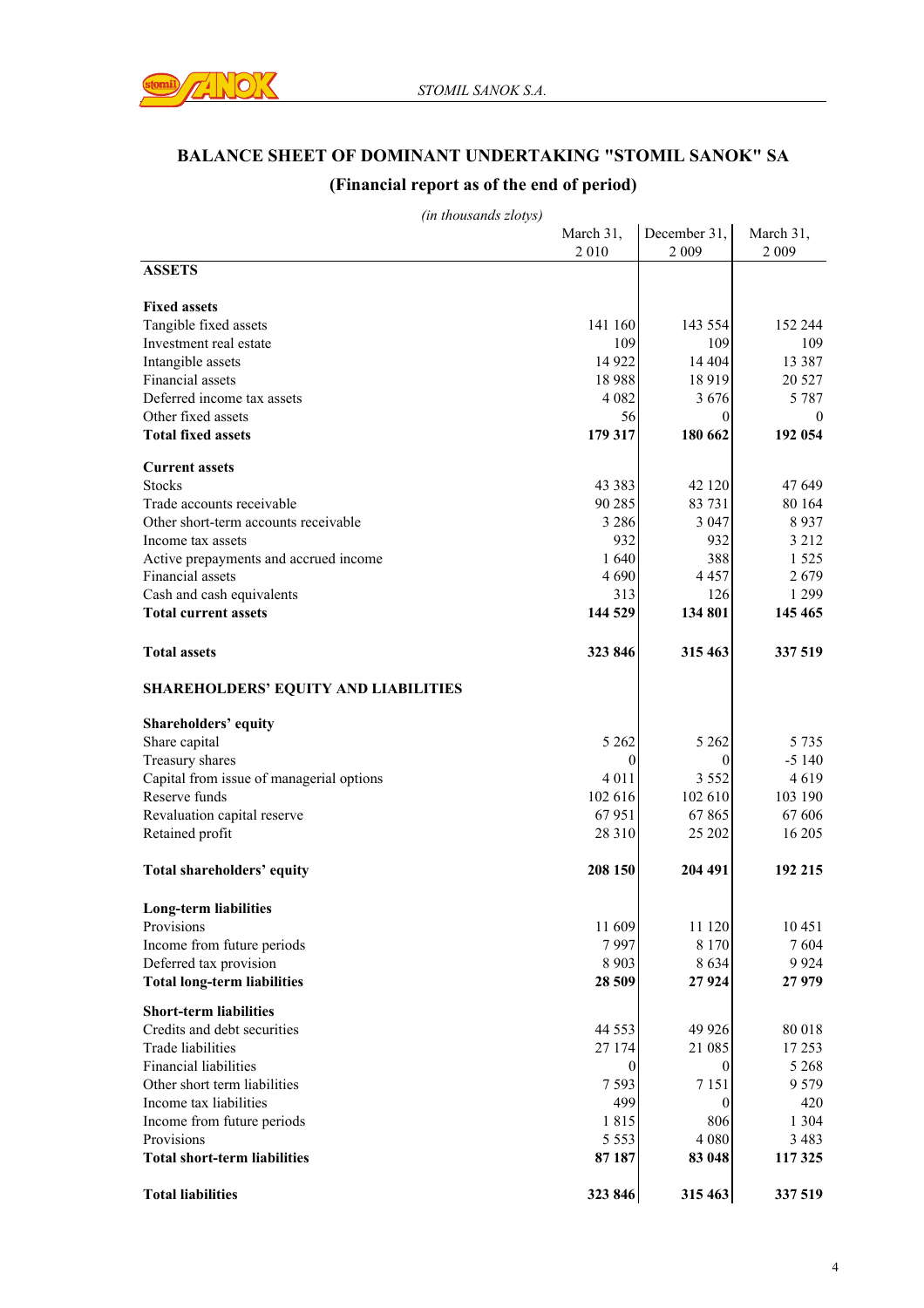## BALANCE SHEET OF DOMINANT UNDERTAKING "STOMIL SANOK" SA

### (Financial report as of the end of period)

*(in thousands zlotys)*

| | March 31, 2 010 | December 31, 2 009 | March 31, 2 009 |
|---|---|---|---|
| **ASSETS** | | | |
| **Fixed assets** | | | |
| Tangible fixed assets | 141 160 | 143 554 | 152 244 |
| Investment real estate | 109 | 109 | 109 |
| Intangible assets | 14 922 | 14 404 | 13 387 |
| Financial assets | 18 988 | 18 919 | 20 527 |
| Deferred income tax assets | 4 082 | 3 676 | 5 787 |
| Other fixed assets | 56 | 0 | 0 |
| **Total fixed assets** | **179 317** | **180 662** | **192 054** |
| **Current assets** | | | |
| Stocks | 43 383 | 42 120 | 47 649 |
| Trade accounts receivable | 90 285 | 83 731 | 80 164 |
| Other short-term accounts receivable | 3 286 | 3 047 | 8 937 |
| Income tax assets | 932 | 932 | 3 212 |
| Active prepayments and accrued income | 1 640 | 388 | 1 525 |
| Financial assets | 4 690 | 4 457 | 2 679 |
| Cash and cash equivalents | 313 | 126 | 1 299 |
| **Total current assets** | **144 529** | **134 801** | **145 465** |
| **Total assets** | **323 846** | **315 463** | **337 519** |
| **SHAREHOLDERS' EQUITY AND LIABILITIES** | | | |
| **Shareholders' equity** | | | |
| Share capital | 5 262 | 5 262 | 5 735 |
| Treasury shares | 0 | 0 | -5 140 |
| Capital from issue of managerial options | 4 011 | 3 552 | 4 619 |
| Reserve funds | 102 616 | 102 610 | 103 190 |
| Revaluation capital reserve | 67 951 | 67 865 | 67 606 |
| Retained profit | 28 310 | 25 202 | 16 205 |
| **Total shareholders' equity** | **208 150** | **204 491** | **192 215** |
| **Long-term liabilities** | | | |
| Provisions | 11 609 | 11 120 | 10 451 |
| Income from future periods | 7 997 | 8 170 | 7 604 |
| Deferred tax provision | 8 903 | 8 634 | 9 924 |
| **Total long-term liabilities** | **28 509** | **27 924** | **27 979** |
| **Short-term liabilities** | | | |
| Credits and debt securities | 44 553 | 49 926 | 80 018 |
| Trade liabilities | 27 174 | 21 085 | 17 253 |
| Financial liabilities | 0 | 0 | 5 268 |
| Other short term liabilities | 7 593 | 7 151 | 9 579 |
| Income tax liabilities | 499 | 0 | 420 |
| Income from future periods | 1 815 | 806 | 1 304 |
| Provisions | 5 553 | 4 080 | 3 483 |
| **Total short-term liabilities** | **87 187** | **83 048** | **117 325** |
| **Total liabilities** | **323 846** | **315 463** | **337 519** |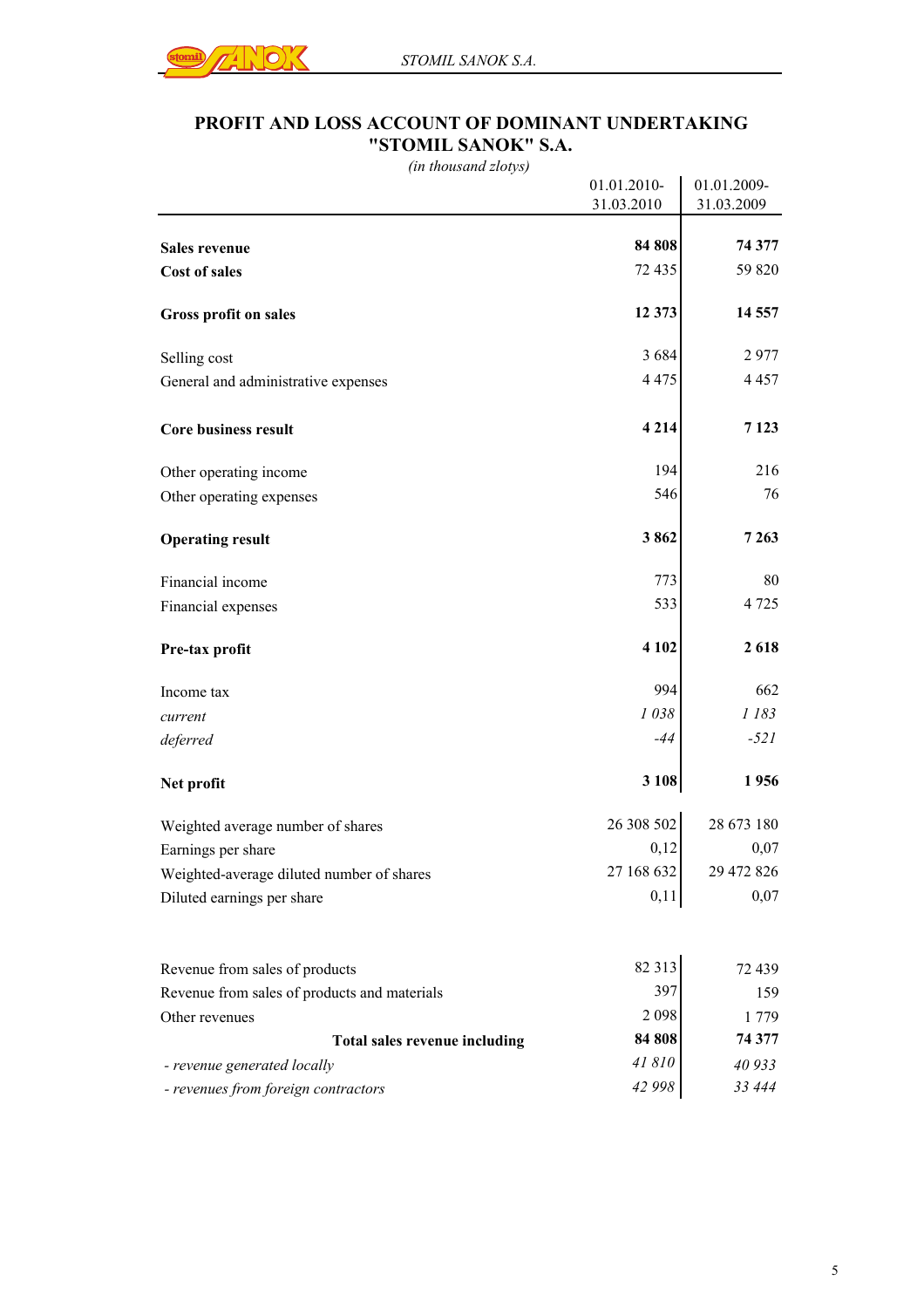# PROFIT AND LOSS ACCOUNT OF DOMINANT UNDERTAKING "STOMIL SANOK" S.A.

*(in thousand zlotys)*

| | 01.01.2010-31.03.2010 | 01.01.2009-31.03.2009 |
|---|---|---|
| **Sales revenue** | **84 808** | **74 377** |
| **Cost of sales** | 72 435 | 59 820 |
| **Gross profit on sales** | **12 373** | **14 557** |
| Selling cost | 3 684 | 2 977 |
| General and administrative expenses | 4 475 | 4 457 |
| **Core business result** | **4 214** | **7 123** |
| Other operating income | 194 | 216 |
| Other operating expenses | 546 | 76 |
| **Operating result** | **3 862** | **7 263** |
| Financial income | 773 | 80 |
| Financial expenses | 533 | 4 725 |
| **Pre-tax profit** | **4 102** | **2 618** |
| Income tax | 994 | 662 |
| *current* | *1 038* | *1 183* |
| *deferred* | *-44* | *-521* |
| **Net profit** | **3 108** | **1 956** |
| Weighted average number of shares | 26 308 502 | 28 673 180 |
| Earnings per share | 0,12 | 0,07 |
| Weighted-average diluted number of shares | 27 168 632 | 29 472 826 |
| Diluted earnings per share | 0,11 | 0,07 |

| | | |
|---|---|---|
| Revenue from sales of products | 82 313 | 72 439 |
| Revenue from sales of products and materials | 397 | 159 |
| Other revenues | 2 098 | 1 779 |
| **Total sales revenue including** | **84 808** | **74 377** |
| *- revenue generated locally* | *41 810* | *40 933* |
| *- revenues from foreign contractors* | *42 998* | *33 444* |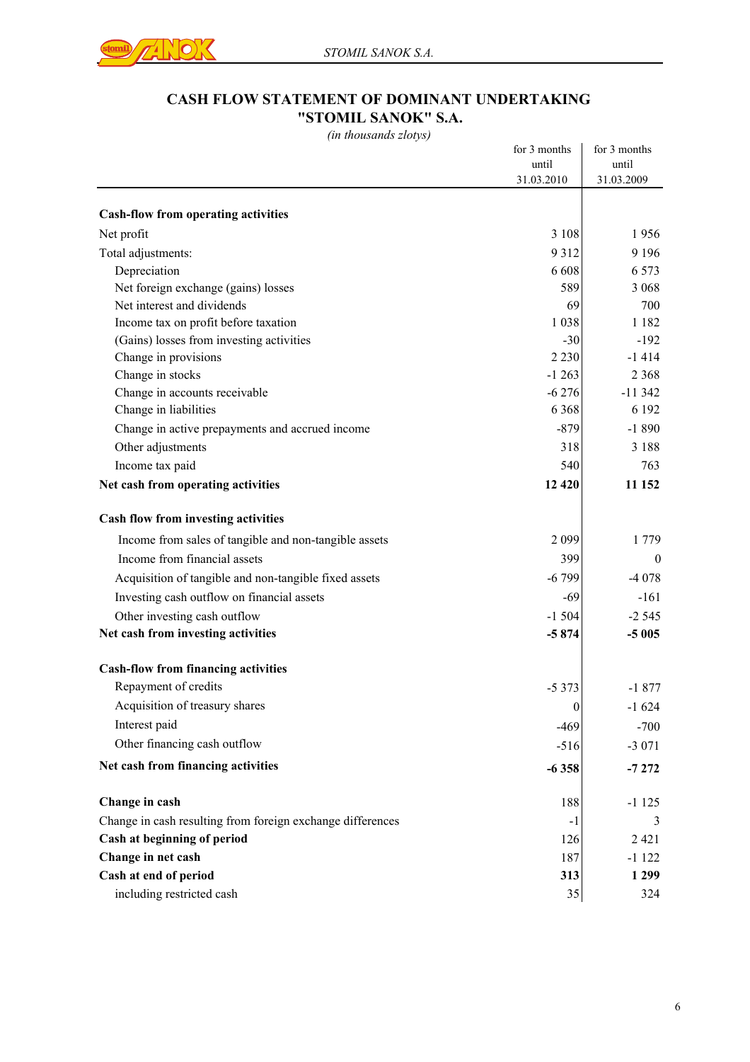# CASH FLOW STATEMENT OF DOMINANT UNDERTAKING "STOMIL SANOK" S.A.

*(in thousands zlotys)*

| | for 3 months until 31.03.2010 | for 3 months until 31.03.2009 |
|---|---|---|
| **Cash-flow from operating activities** | | |
| Net profit | 3 108 | 1 956 |
| Total adjustments: | 9 312 | 9 196 |
| Depreciation | 6 608 | 6 573 |
| Net foreign exchange (gains) losses | 589 | 3 068 |
| Net interest and dividends | 69 | 700 |
| Income tax on profit before taxation | 1 038 | 1 182 |
| (Gains) losses from investing activities | -30 | -192 |
| Change in provisions | 2 230 | -1 414 |
| Change in stocks | -1 263 | 2 368 |
| Change in accounts receivable | -6 276 | -11 342 |
| Change in liabilities | 6 368 | 6 192 |
| Change in active prepayments and accrued income | -879 | -1 890 |
| Other adjustments | 318 | 3 188 |
| Income tax paid | 540 | 763 |
| **Net cash from operating activities** | **12 420** | **11 152** |
| **Cash flow from investing activities** | | |
| Income from sales of tangible and non-tangible assets | 2 099 | 1 779 |
| Income from financial assets | 399 | 0 |
| Acquisition of tangible and non-tangible fixed assets | -6 799 | -4 078 |
| Investing cash outflow on financial assets | -69 | -161 |
| Other investing cash outflow | -1 504 | -2 545 |
| **Net cash from investing activities** | **-5 874** | **-5 005** |
| **Cash-flow from financing activities** | | |
| Repayment of credits | -5 373 | -1 877 |
| Acquisition of treasury shares | 0 | -1 624 |
| Interest paid | -469 | -700 |
| Other financing cash outflow | -516 | -3 071 |
| **Net cash from financing activities** | **-6 358** | **-7 272** |
| **Change in cash** | 188 | -1 125 |
| Change in cash resulting from foreign exchange differences | -1 | 3 |
| **Cash at beginning of period** | 126 | 2 421 |
| **Change in net cash** | 187 | -1 122 |
| **Cash at end of period** | **313** | **1 299** |
| including restricted cash | 35 | 324 |